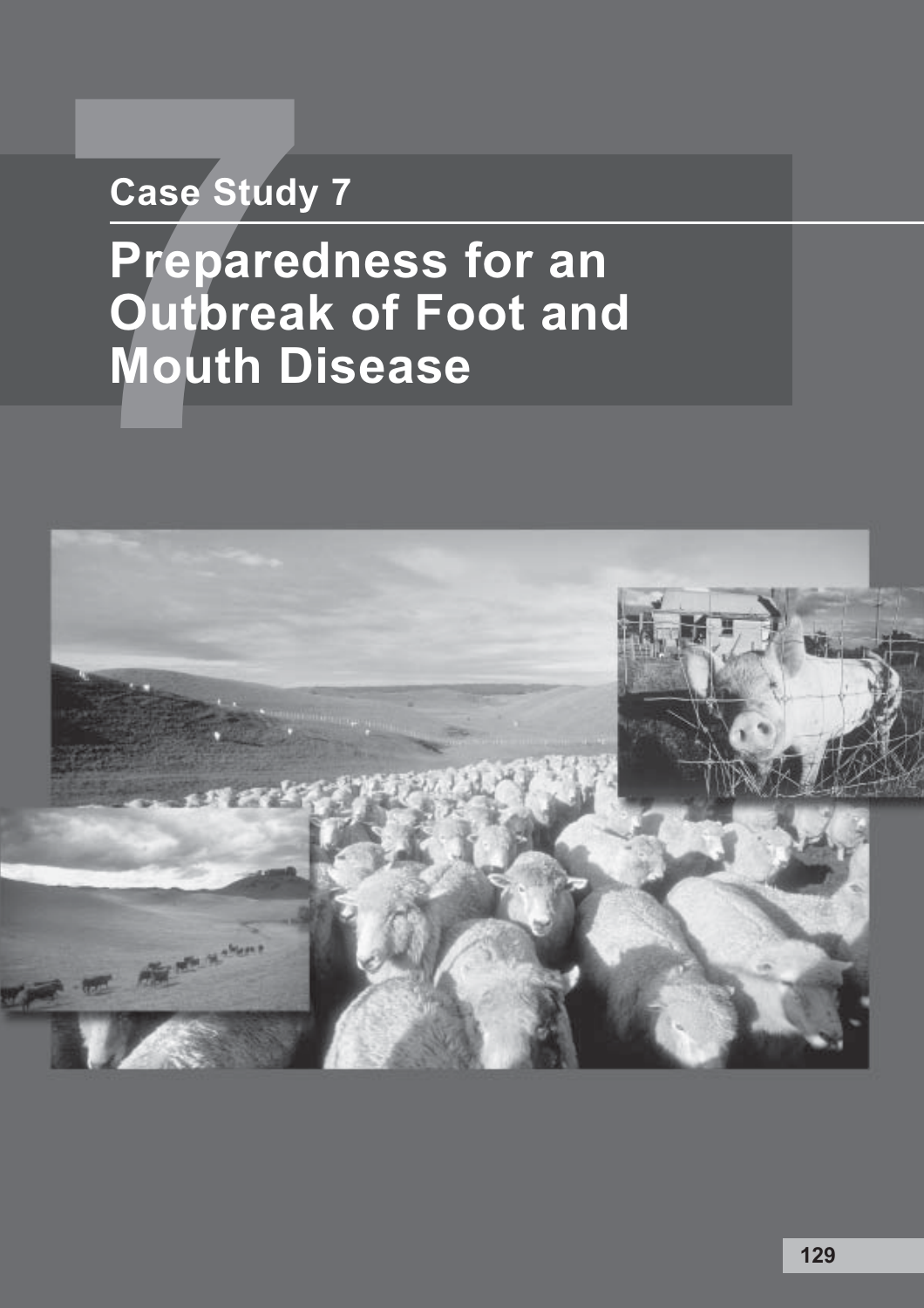Case Study 7

# Preparedness for an Outbreak of Foot and Mouth Disease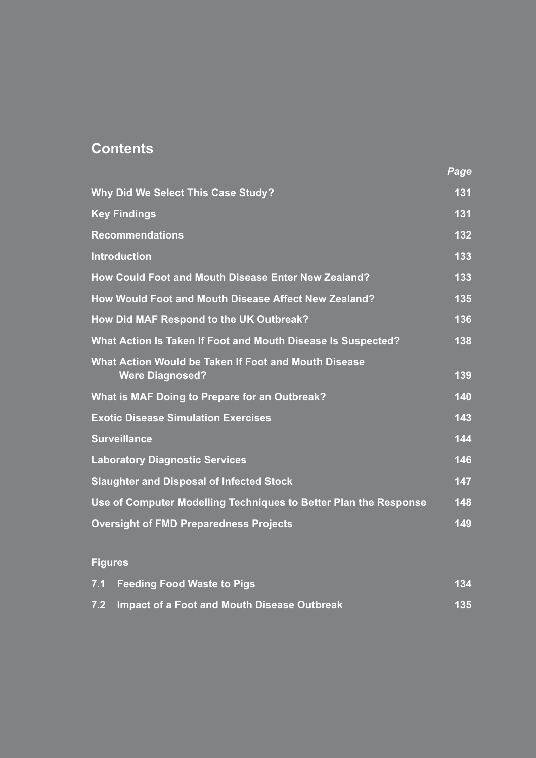## Contents

| | *Page* |
|---|---|
| **Why Did We Select This Case Study?** | **131** |
| **Key Findings** | **131** |
| **Recommendations** | **132** |
| **Introduction** | **133** |
| **How Could Foot and Mouth Disease Enter New Zealand?** | **133** |
| **How Would Foot and Mouth Disease Affect New Zealand?** | **135** |
| **How Did MAF Respond to the UK Outbreak?** | **136** |
| **What Action Is Taken If Foot and Mouth Disease Is Suspected?** | **138** |
| **What Action Would be Taken If Foot and Mouth Disease Were Diagnosed?** | **139** |
| **What is MAF Doing to Prepare for an Outbreak?** | **140** |
| **Exotic Disease Simulation Exercises** | **143** |
| **Surveillance** | **144** |
| **Laboratory Diagnostic Services** | **146** |
| **Slaughter and Disposal of Infected Stock** | **147** |
| **Use of Computer Modelling Techniques to Better Plan the Response** | **148** |
| **Oversight of FMD Preparedness Projects** | **149** |

### Figures

| | |
|---|---|
| **7.1 Feeding Food Waste to Pigs** | **134** |
| **7.2 Impact of a Foot and Mouth Disease Outbreak** | **135** |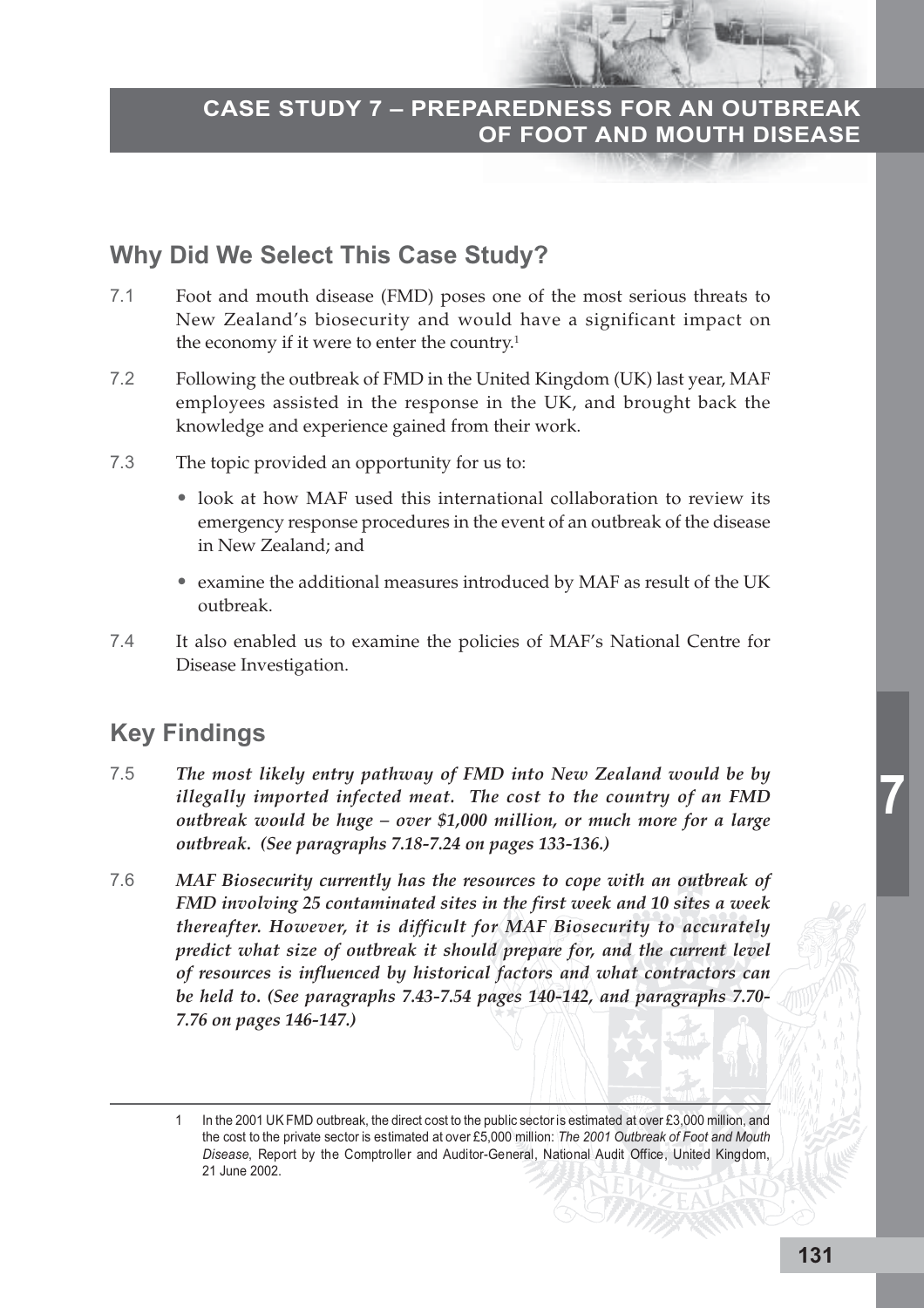# CASE STUDY 7 – PREPAREDNESS FOR AN OUTBREAK OF FOOT AND MOUTH DISEASE

## Why Did We Select This Case Study?

7.1 Foot and mouth disease (FMD) poses one of the most serious threats to New Zealand's biosecurity and would have a significant impact on the economy if it were to enter the country.[1]

7.2 Following the outbreak of FMD in the United Kingdom (UK) last year, MAF employees assisted in the response in the UK, and brought back the knowledge and experience gained from their work.

7.3 The topic provided an opportunity for us to:

- look at how MAF used this international collaboration to review its emergency response procedures in the event of an outbreak of the disease in New Zealand; and
- examine the additional measures introduced by MAF as result of the UK outbreak.

7.4 It also enabled us to examine the policies of MAF's National Centre for Disease Investigation.

## Key Findings

7.5 ***The most likely entry pathway of FMD into New Zealand would be by illegally imported infected meat. The cost to the country of an FMD outbreak would be huge – over $1,000 million, or much more for a large outbreak. (See paragraphs 7.18-7.24 on pages 133-136.)***

7.6 ***MAF Biosecurity currently has the resources to cope with an outbreak of FMD involving 25 contaminated sites in the first week and 10 sites a week thereafter. However, it is difficult for MAF Biosecurity to accurately predict what size of outbreak it should prepare for, and the current level of resources is influenced by historical factors and what contractors can be held to. (See paragraphs 7.43-7.54 pages 140-142, and paragraphs 7.70-7.76 on pages 146-147.)***

---

1 In the 2001 UK FMD outbreak, the direct cost to the public sector is estimated at over £3,000 million, and the cost to the private sector is estimated at over £5,000 million: *The 2001 Outbreak of Foot and Mouth Disease*, Report by the Comptroller and Auditor-General, National Audit Office, United Kingdom, 21 June 2002.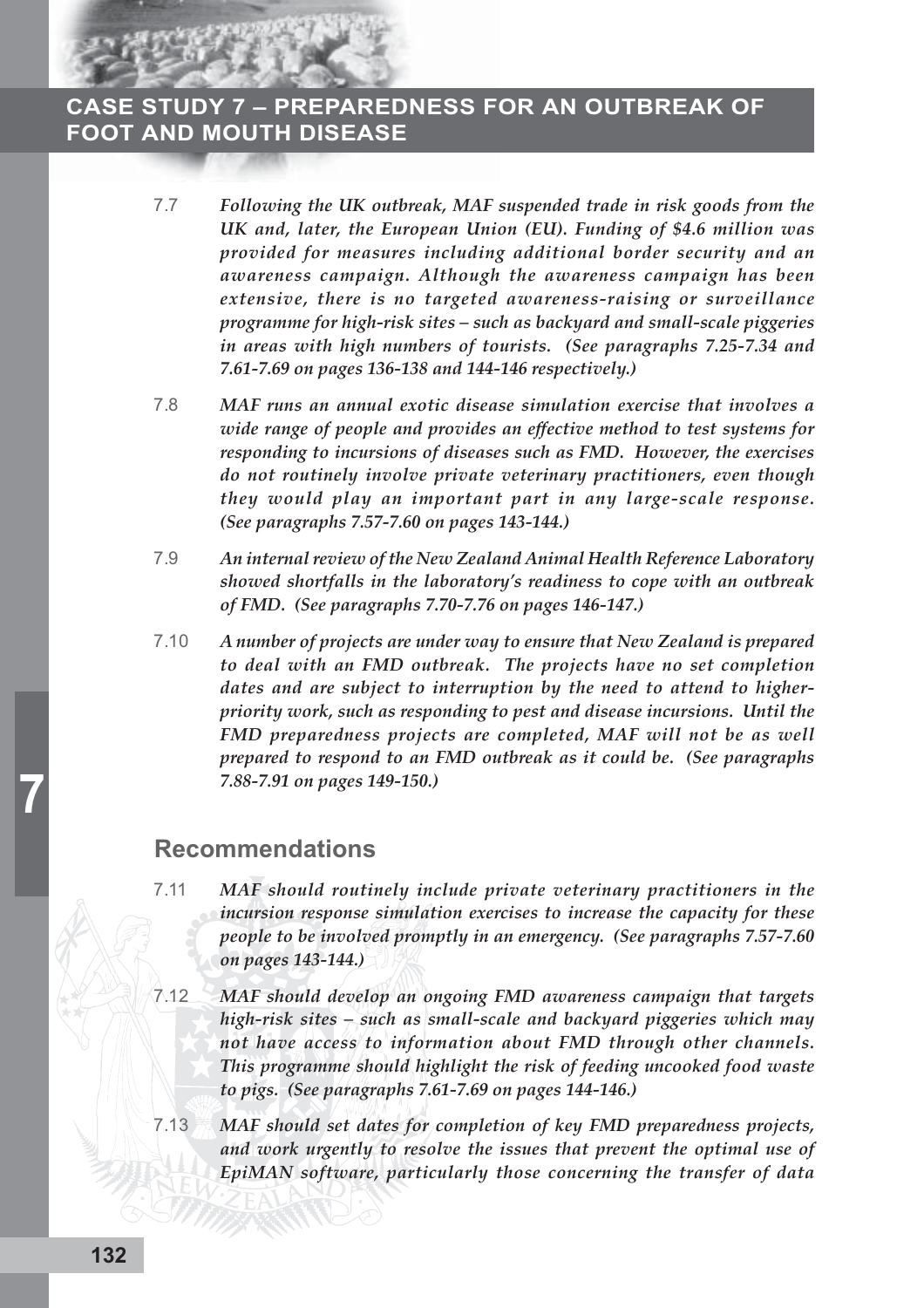7.7 *Following the UK outbreak, MAF suspended trade in risk goods from the UK and, later, the European Union (EU). Funding of $4.6 million was provided for measures including additional border security and an awareness campaign. Although the awareness campaign has been extensive, there is no targeted awareness-raising or surveillance programme for high-risk sites – such as backyard and small-scale piggeries in areas with high numbers of tourists. (See paragraphs 7.25-7.34 and 7.61-7.69 on pages 136-138 and 144-146 respectively.)*

7.8 *MAF runs an annual exotic disease simulation exercise that involves a wide range of people and provides an effective method to test systems for responding to incursions of diseases such as FMD. However, the exercises do not routinely involve private veterinary practitioners, even though they would play an important part in any large-scale response. (See paragraphs 7.57-7.60 on pages 143-144.)*

7.9 *An internal review of the New Zealand Animal Health Reference Laboratory showed shortfalls in the laboratory's readiness to cope with an outbreak of FMD. (See paragraphs 7.70-7.76 on pages 146-147.)*

7.10 *A number of projects are under way to ensure that New Zealand is prepared to deal with an FMD outbreak. The projects have no set completion dates and are subject to interruption by the need to attend to higher-priority work, such as responding to pest and disease incursions. Until the FMD preparedness projects are completed, MAF will not be as well prepared to respond to an FMD outbreak as it could be. (See paragraphs 7.88-7.91 on pages 149-150.)*

## Recommendations

7.11 *MAF should routinely include private veterinary practitioners in the incursion response simulation exercises to increase the capacity for these people to be involved promptly in an emergency. (See paragraphs 7.57-7.60 on pages 143-144.)*

7.12 *MAF should develop an ongoing FMD awareness campaign that targets high-risk sites – such as small-scale and backyard piggeries which may not have access to information about FMD through other channels. This programme should highlight the risk of feeding uncooked food waste to pigs. (See paragraphs 7.61-7.69 on pages 144-146.)*

7.13 *MAF should set dates for completion of key FMD preparedness projects, and work urgently to resolve the issues that prevent the optimal use of EpiMAN software, particularly those concerning the transfer of data*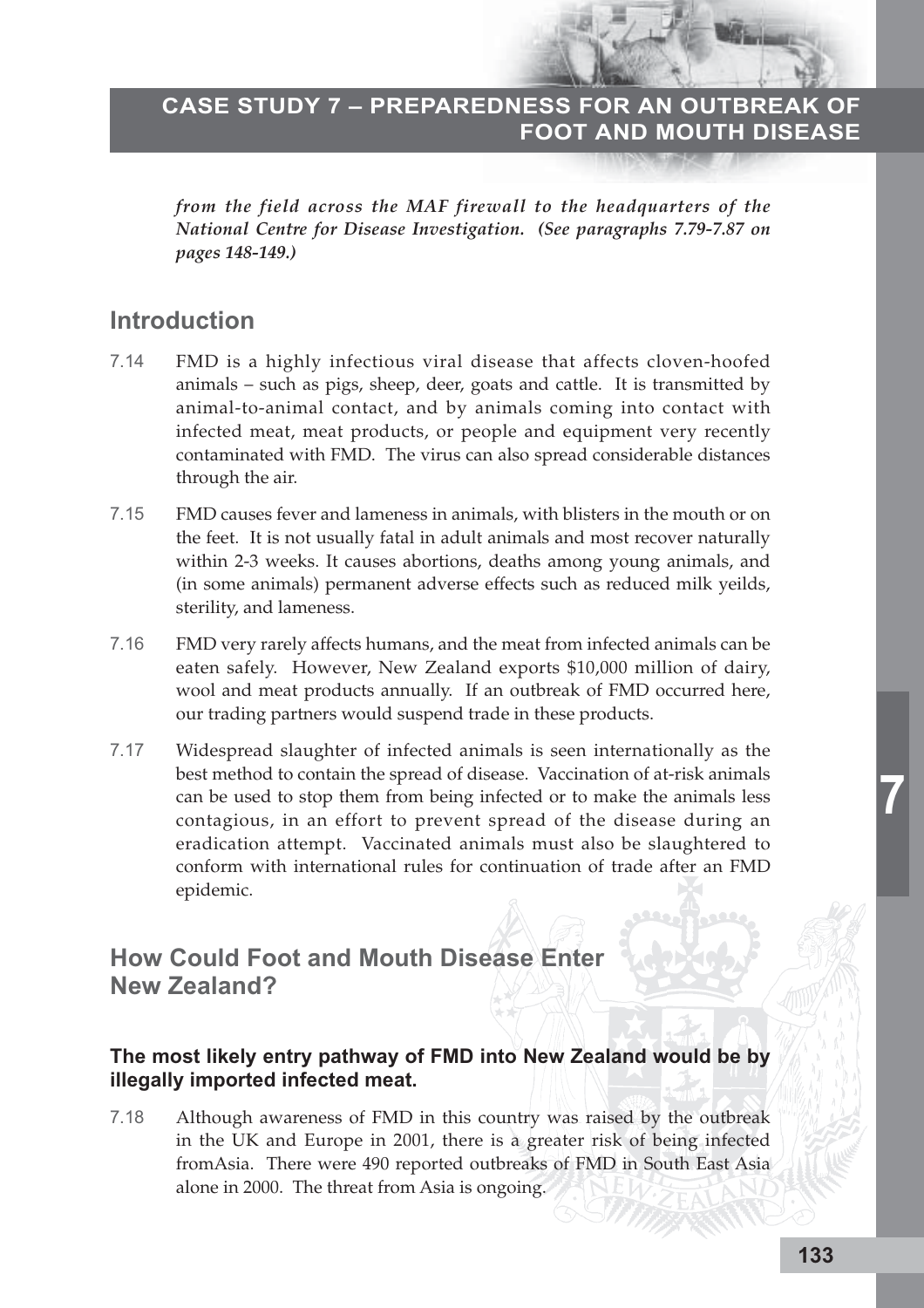*from the field across the MAF firewall to the headquarters of the National Centre for Disease Investigation. (See paragraphs 7.79-7.87 on pages 148-149.)*

## Introduction

7.14 FMD is a highly infectious viral disease that affects cloven-hoofed animals – such as pigs, sheep, deer, goats and cattle. It is transmitted by animal-to-animal contact, and by animals coming into contact with infected meat, meat products, or people and equipment very recently contaminated with FMD. The virus can also spread considerable distances through the air.

7.15 FMD causes fever and lameness in animals, with blisters in the mouth or on the feet. It is not usually fatal in adult animals and most recover naturally within 2-3 weeks. It causes abortions, deaths among young animals, and (in some animals) permanent adverse effects such as reduced milk yeilds, sterility, and lameness.

7.16 FMD very rarely affects humans, and the meat from infected animals can be eaten safely. However, New Zealand exports $10,000 million of dairy, wool and meat products annually. If an outbreak of FMD occurred here, our trading partners would suspend trade in these products.

7.17 Widespread slaughter of infected animals is seen internationally as the best method to contain the spread of disease. Vaccination of at-risk animals can be used to stop them from being infected or to make the animals less contagious, in an effort to prevent spread of the disease during an eradication attempt. Vaccinated animals must also be slaughtered to conform with international rules for continuation of trade after an FMD epidemic.

## How Could Foot and Mouth Disease Enter New Zealand?

### The most likely entry pathway of FMD into New Zealand would be by illegally imported infected meat.

7.18 Although awareness of FMD in this country was raised by the outbreak in the UK and Europe in 2001, there is a greater risk of being infected fromAsia. There were 490 reported outbreaks of FMD in South East Asia alone in 2000. The threat from Asia is ongoing.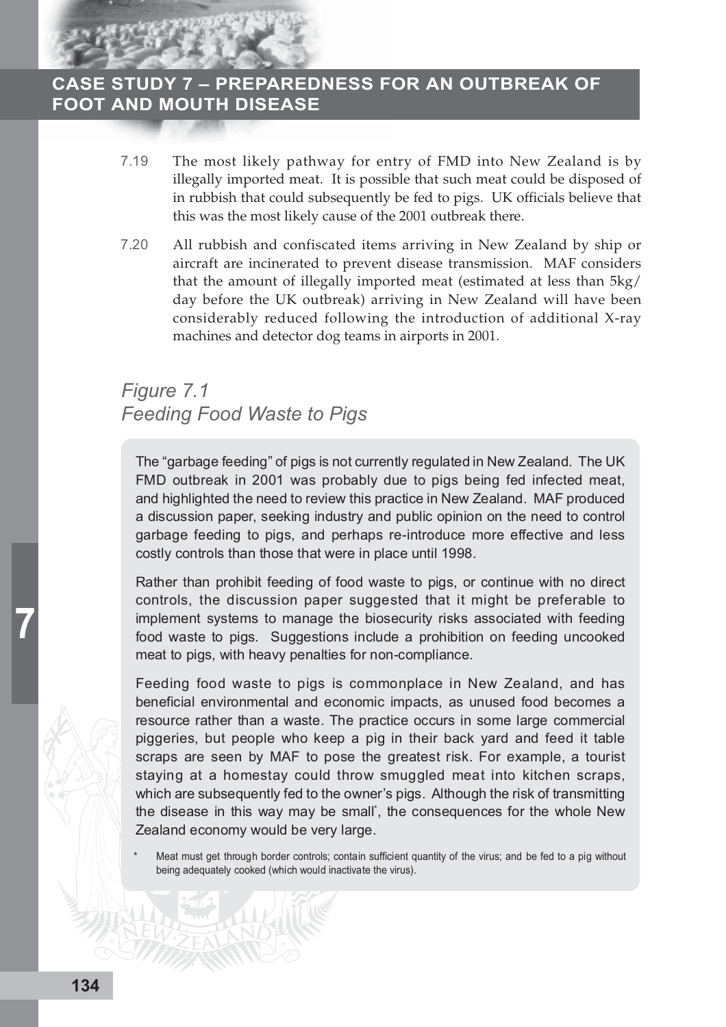7.19 The most likely pathway for entry of FMD into New Zealand is by illegally imported meat. It is possible that such meat could be disposed of in rubbish that could subsequently be fed to pigs. UK officials believe that this was the most likely cause of the 2001 outbreak there.

7.20 All rubbish and confiscated items arriving in New Zealand by ship or aircraft are incinerated to prevent disease transmission. MAF considers that the amount of illegally imported meat (estimated at less than 5kg/day before the UK outbreak) arriving in New Zealand will have been considerably reduced following the introduction of additional X-ray machines and detector dog teams in airports in 2001.

### *Figure 7.1*
### *Feeding Food Waste to Pigs*

The "garbage feeding" of pigs is not currently regulated in New Zealand. The UK FMD outbreak in 2001 was probably due to pigs being fed infected meat, and highlighted the need to review this practice in New Zealand. MAF produced a discussion paper, seeking industry and public opinion on the need to control garbage feeding to pigs, and perhaps re-introduce more effective and less costly controls than those that were in place until 1998.

Rather than prohibit feeding of food waste to pigs, or continue with no direct controls, the discussion paper suggested that it might be preferable to implement systems to manage the biosecurity risks associated with feeding food waste to pigs. Suggestions include a prohibition on feeding uncooked meat to pigs, with heavy penalties for non-compliance.

Feeding food waste to pigs is commonplace in New Zealand, and has beneficial environmental and economic impacts, as unused food becomes a resource rather than a waste. The practice occurs in some large commercial piggeries, but people who keep a pig in their back yard and feed it table scraps are seen by MAF to pose the greatest risk. For example, a tourist staying at a homestay could throw smuggled meat into kitchen scraps, which are subsequently fed to the owner's pigs. Although the risk of transmitting the disease in this way may be small*, the consequences for the whole New Zealand economy would be very large.

\* Meat must get through border controls; contain sufficient quantity of the virus; and be fed to a pig without being adequately cooked (which would inactivate the virus).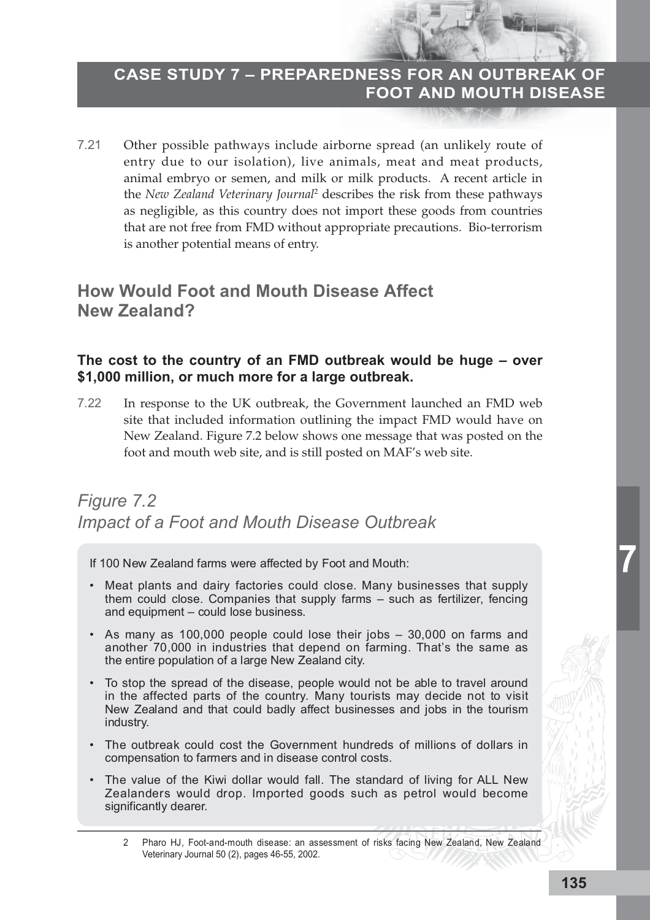7.21 Other possible pathways include airborne spread (an unlikely route of entry due to our isolation), live animals, meat and meat products, animal embryo or semen, and milk or milk products. A recent article in the *New Zealand Veterinary Journal*[2] describes the risk from these pathways as negligible, as this country does not import these goods from countries that are not free from FMD without appropriate precautions. Bio-terrorism is another potential means of entry.

## How Would Foot and Mouth Disease Affect New Zealand?

**The cost to the country of an FMD outbreak would be huge – over $1,000 million, or much more for a large outbreak.**

7.22 In response to the UK outbreak, the Government launched an FMD web site that included information outlining the impact FMD would have on New Zealand. Figure 7.2 below shows one message that was posted on the foot and mouth web site, and is still posted on MAF's web site.

### *Figure 7.2*
### *Impact of a Foot and Mouth Disease Outbreak*

If 100 New Zealand farms were affected by Foot and Mouth:

- Meat plants and dairy factories could close. Many businesses that supply them could close. Companies that supply farms – such as fertilizer, fencing and equipment – could lose business.
- As many as 100,000 people could lose their jobs – 30,000 on farms and another 70,000 in industries that depend on farming. That's the same as the entire population of a large New Zealand city.
- To stop the spread of the disease, people would not be able to travel around in the affected parts of the country. Many tourists may decide not to visit New Zealand and that could badly affect businesses and jobs in the tourism industry.
- The outbreak could cost the Government hundreds of millions of dollars in compensation to farmers and in disease control costs.
- The value of the Kiwi dollar would fall. The standard of living for ALL New Zealanders would drop. Imported goods such as petrol would become significantly dearer.

---

2 Pharo HJ, Foot-and-mouth disease: an assessment of risks facing New Zealand, New Zealand Veterinary Journal 50 (2), pages 46-55, 2002.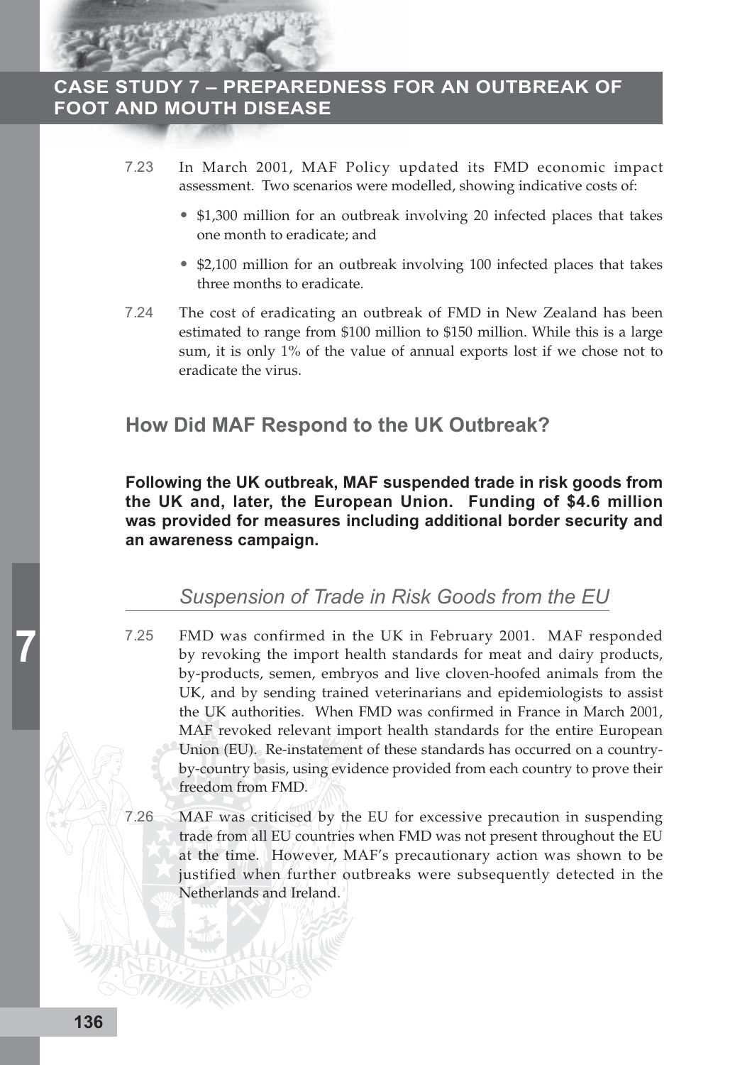7.23 In March 2001, MAF Policy updated its FMD economic impact assessment. Two scenarios were modelled, showing indicative costs of:

- $1,300 million for an outbreak involving 20 infected places that takes one month to eradicate; and
- $2,100 million for an outbreak involving 100 infected places that takes three months to eradicate.

7.24 The cost of eradicating an outbreak of FMD in New Zealand has been estimated to range from $100 million to $150 million. While this is a large sum, it is only 1% of the value of annual exports lost if we chose not to eradicate the virus.

## How Did MAF Respond to the UK Outbreak?

**Following the UK outbreak, MAF suspended trade in risk goods from the UK and, later, the European Union. Funding of $4.6 million was provided for measures including additional border security and an awareness campaign.**

### *Suspension of Trade in Risk Goods from the EU*

7.25 FMD was confirmed in the UK in February 2001. MAF responded by revoking the import health standards for meat and dairy products, by-products, semen, embryos and live cloven-hoofed animals from the UK, and by sending trained veterinarians and epidemiologists to assist the UK authorities. When FMD was confirmed in France in March 2001, MAF revoked relevant import health standards for the entire European Union (EU). Re-instatement of these standards has occurred on a country-by-country basis, using evidence provided from each country to prove their freedom from FMD.

7.26 MAF was criticised by the EU for excessive precaution in suspending trade from all EU countries when FMD was not present throughout the EU at the time. However, MAF's precautionary action was shown to be justified when further outbreaks were subsequently detected in the Netherlands and Ireland.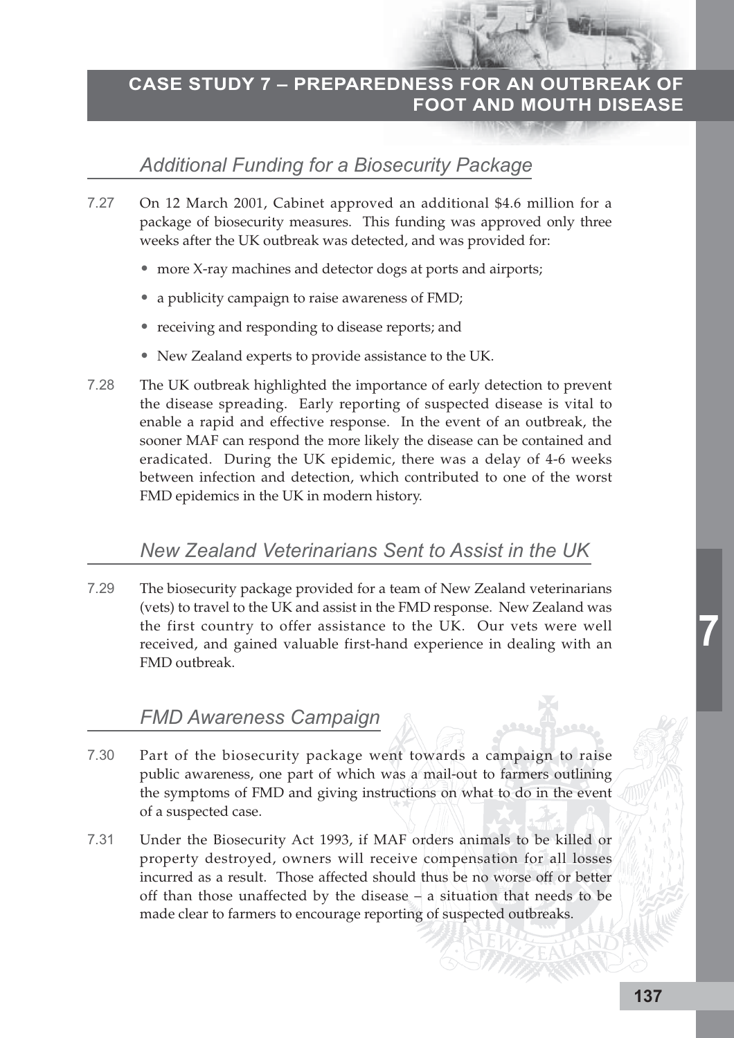## Additional Funding for a Biosecurity Package

7.27 On 12 March 2001, Cabinet approved an additional $4.6 million for a package of biosecurity measures. This funding was approved only three weeks after the UK outbreak was detected, and was provided for:

- more X-ray machines and detector dogs at ports and airports;
- a publicity campaign to raise awareness of FMD;
- receiving and responding to disease reports; and
- New Zealand experts to provide assistance to the UK.

7.28 The UK outbreak highlighted the importance of early detection to prevent the disease spreading. Early reporting of suspected disease is vital to enable a rapid and effective response. In the event of an outbreak, the sooner MAF can respond the more likely the disease can be contained and eradicated. During the UK epidemic, there was a delay of 4-6 weeks between infection and detection, which contributed to one of the worst FMD epidemics in the UK in modern history.

## New Zealand Veterinarians Sent to Assist in the UK

7.29 The biosecurity package provided for a team of New Zealand veterinarians (vets) to travel to the UK and assist in the FMD response. New Zealand was the first country to offer assistance to the UK. Our vets were well received, and gained valuable first-hand experience in dealing with an FMD outbreak.

## FMD Awareness Campaign

7.30 Part of the biosecurity package went towards a campaign to raise public awareness, one part of which was a mail-out to farmers outlining the symptoms of FMD and giving instructions on what to do in the event of a suspected case.

7.31 Under the Biosecurity Act 1993, if MAF orders animals to be killed or property destroyed, owners will receive compensation for all losses incurred as a result. Those affected should thus be no worse off or better off than those unaffected by the disease – a situation that needs to be made clear to farmers to encourage reporting of suspected outbreaks.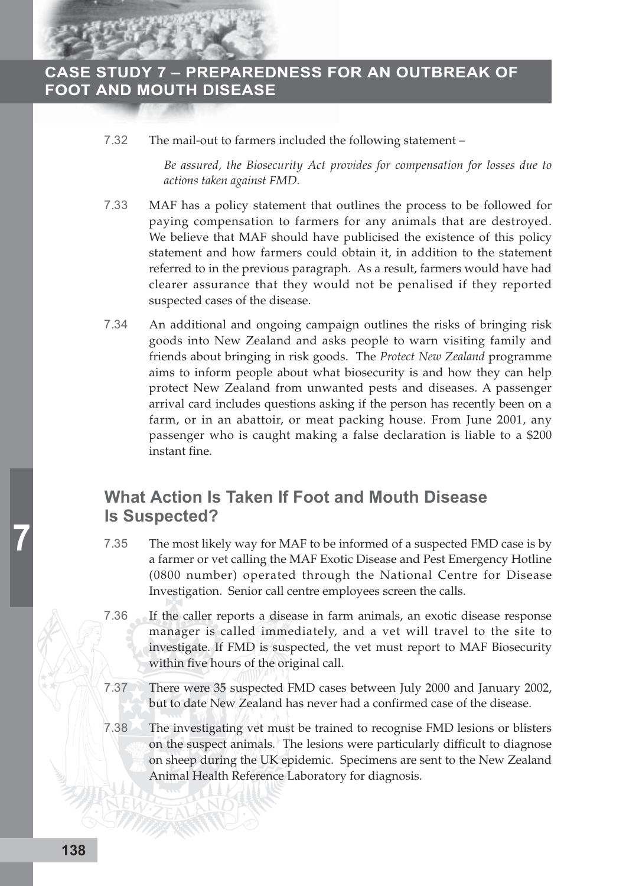7.32 The mail-out to farmers included the following statement –

> *Be assured, the Biosecurity Act provides for compensation for losses due to actions taken against FMD.*

7.33 MAF has a policy statement that outlines the process to be followed for paying compensation to farmers for any animals that are destroyed. We believe that MAF should have publicised the existence of this policy statement and how farmers could obtain it, in addition to the statement referred to in the previous paragraph. As a result, farmers would have had clearer assurance that they would not be penalised if they reported suspected cases of the disease.

7.34 An additional and ongoing campaign outlines the risks of bringing risk goods into New Zealand and asks people to warn visiting family and friends about bringing in risk goods. The *Protect New Zealand* programme aims to inform people about what biosecurity is and how they can help protect New Zealand from unwanted pests and diseases. A passenger arrival card includes questions asking if the person has recently been on a farm, or in an abattoir, or meat packing house. From June 2001, any passenger who is caught making a false declaration is liable to a $200 instant fine.

## What Action Is Taken If Foot and Mouth Disease Is Suspected?

7.35 The most likely way for MAF to be informed of a suspected FMD case is by a farmer or vet calling the MAF Exotic Disease and Pest Emergency Hotline (0800 number) operated through the National Centre for Disease Investigation. Senior call centre employees screen the calls.

7.36 If the caller reports a disease in farm animals, an exotic disease response manager is called immediately, and a vet will travel to the site to investigate. If FMD is suspected, the vet must report to MAF Biosecurity within five hours of the original call.

7.37 There were 35 suspected FMD cases between July 2000 and January 2002, but to date New Zealand has never had a confirmed case of the disease.

7.38 The investigating vet must be trained to recognise FMD lesions or blisters on the suspect animals. The lesions were particularly difficult to diagnose on sheep during the UK epidemic. Specimens are sent to the New Zealand Animal Health Reference Laboratory for diagnosis.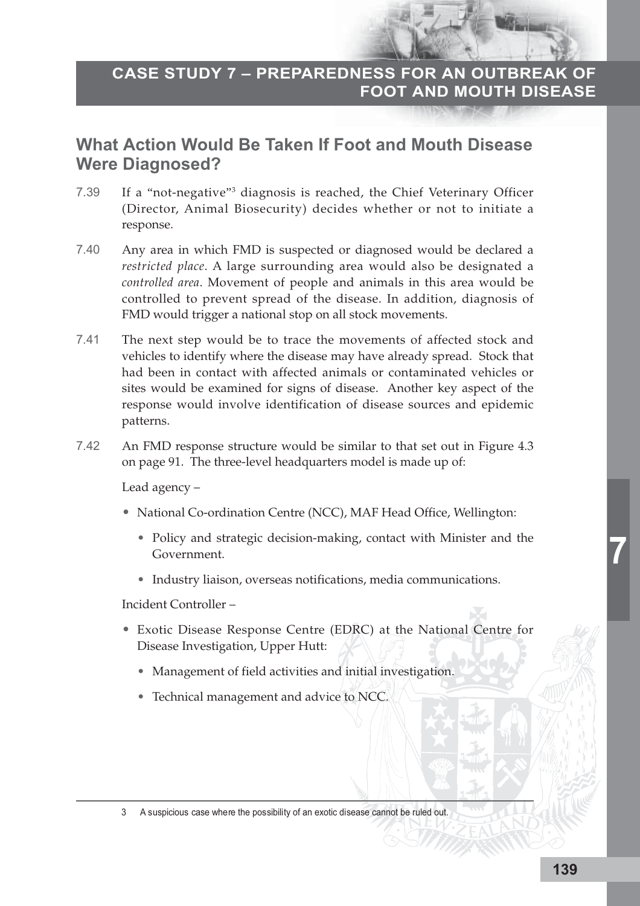## What Action Would Be Taken If Foot and Mouth Disease Were Diagnosed?

7.39 If a "not-negative"[3] diagnosis is reached, the Chief Veterinary Officer (Director, Animal Biosecurity) decides whether or not to initiate a response.

7.40 Any area in which FMD is suspected or diagnosed would be declared a *restricted place*. A large surrounding area would also be designated a *controlled area*. Movement of people and animals in this area would be controlled to prevent spread of the disease. In addition, diagnosis of FMD would trigger a national stop on all stock movements.

7.41 The next step would be to trace the movements of affected stock and vehicles to identify where the disease may have already spread. Stock that had been in contact with affected animals or contaminated vehicles or sites would be examined for signs of disease. Another key aspect of the response would involve identification of disease sources and epidemic patterns.

7.42 An FMD response structure would be similar to that set out in Figure 4.3 on page 91. The three-level headquarters model is made up of:

Lead agency –

- National Co-ordination Centre (NCC), MAF Head Office, Wellington:
  - Policy and strategic decision-making, contact with Minister and the Government.
  - Industry liaison, overseas notifications, media communications.

Incident Controller –

- Exotic Disease Response Centre (EDRC) at the National Centre for Disease Investigation, Upper Hutt:
  - Management of field activities and initial investigation.
  - Technical management and advice to NCC.

---

3 A suspicious case where the possibility of an exotic disease cannot be ruled out.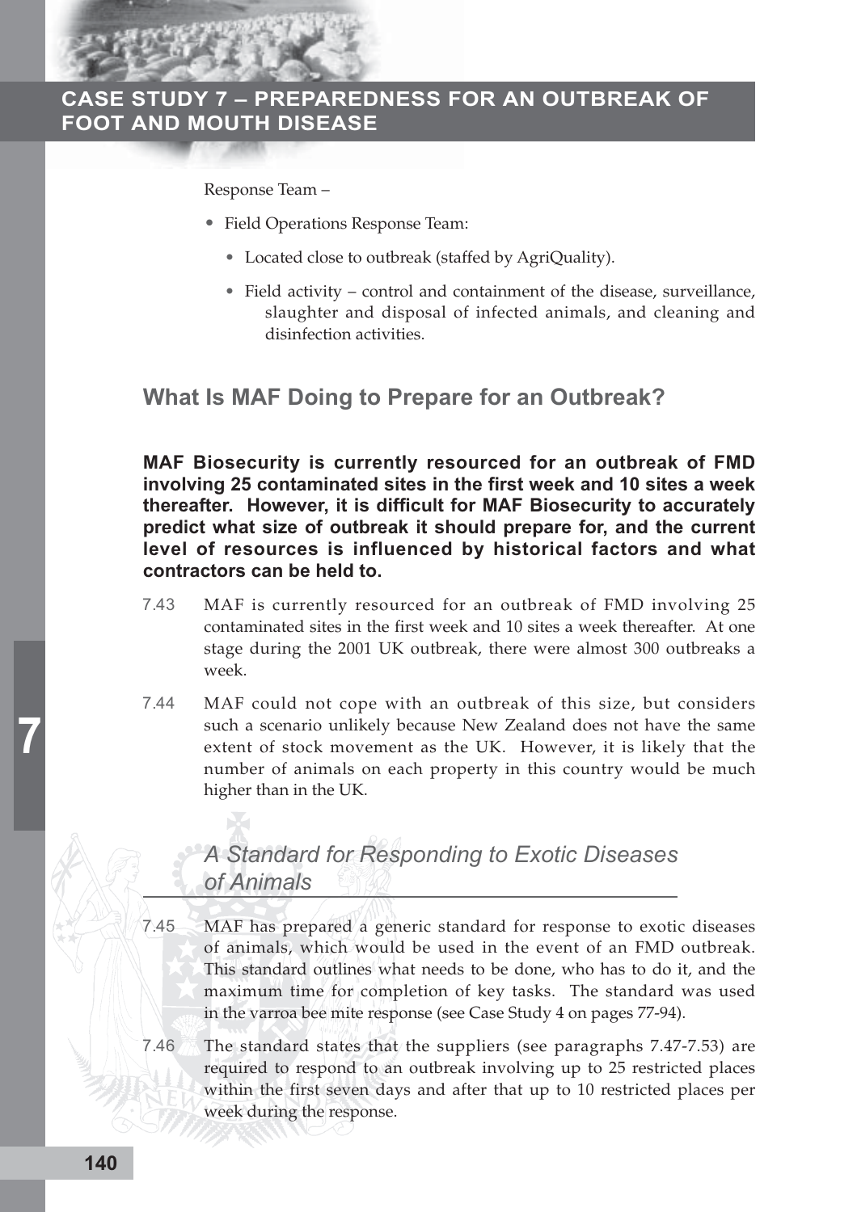Response Team –

- Field Operations Response Team:
  - Located close to outbreak (staffed by AgriQuality).
  - Field activity – control and containment of the disease, surveillance, slaughter and disposal of infected animals, and cleaning and disinfection activities.

## What Is MAF Doing to Prepare for an Outbreak?

**MAF Biosecurity is currently resourced for an outbreak of FMD involving 25 contaminated sites in the first week and 10 sites a week thereafter. However, it is difficult for MAF Biosecurity to accurately predict what size of outbreak it should prepare for, and the current level of resources is influenced by historical factors and what contractors can be held to.**

7.43 MAF is currently resourced for an outbreak of FMD involving 25 contaminated sites in the first week and 10 sites a week thereafter. At one stage during the 2001 UK outbreak, there were almost 300 outbreaks a week.

7.44 MAF could not cope with an outbreak of this size, but considers such a scenario unlikely because New Zealand does not have the same extent of stock movement as the UK. However, it is likely that the number of animals on each property in this country would be much higher than in the UK.

### *A Standard for Responding to Exotic Diseases of Animals*

7.45 MAF has prepared a generic standard for response to exotic diseases of animals, which would be used in the event of an FMD outbreak. This standard outlines what needs to be done, who has to do it, and the maximum time for completion of key tasks. The standard was used in the varroa bee mite response (see Case Study 4 on pages 77-94).

7.46 The standard states that the suppliers (see paragraphs 7.47-7.53) are required to respond to an outbreak involving up to 25 restricted places within the first seven days and after that up to 10 restricted places per week during the response.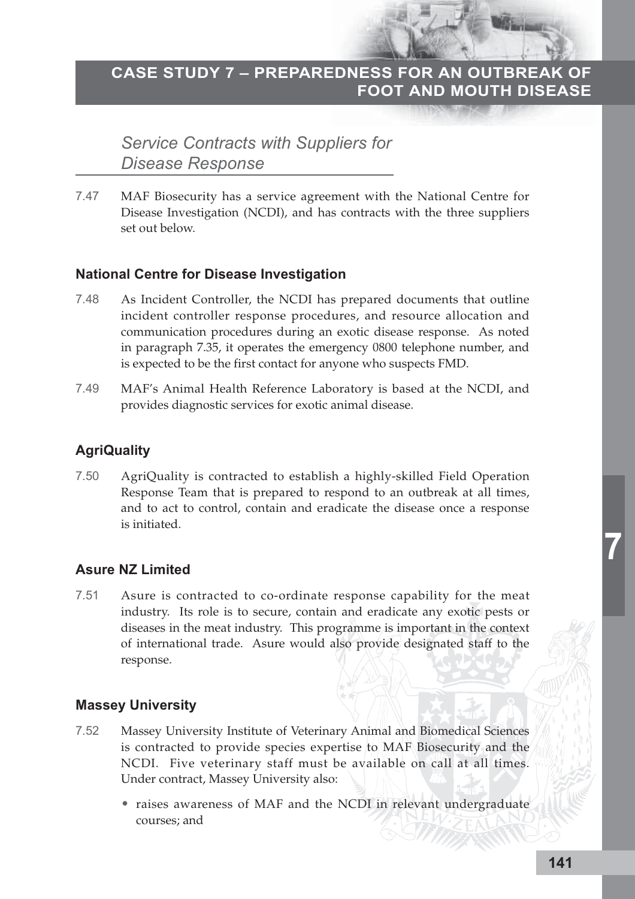## Service Contracts with Suppliers for Disease Response

7.47 MAF Biosecurity has a service agreement with the National Centre for Disease Investigation (NCDI), and has contracts with the three suppliers set out below.

### National Centre for Disease Investigation

7.48 As Incident Controller, the NCDI has prepared documents that outline incident controller response procedures, and resource allocation and communication procedures during an exotic disease response. As noted in paragraph 7.35, it operates the emergency 0800 telephone number, and is expected to be the first contact for anyone who suspects FMD.

7.49 MAF's Animal Health Reference Laboratory is based at the NCDI, and provides diagnostic services for exotic animal disease.

### AgriQuality

7.50 AgriQuality is contracted to establish a highly-skilled Field Operation Response Team that is prepared to respond to an outbreak at all times, and to act to control, contain and eradicate the disease once a response is initiated.

### Asure NZ Limited

7.51 Asure is contracted to co-ordinate response capability for the meat industry. Its role is to secure, contain and eradicate any exotic pests or diseases in the meat industry. This programme is important in the context of international trade. Asure would also provide designated staff to the response.

### Massey University

7.52 Massey University Institute of Veterinary Animal and Biomedical Sciences is contracted to provide species expertise to MAF Biosecurity and the NCDI. Five veterinary staff must be available on call at all times. Under contract, Massey University also:

- raises awareness of MAF and the NCDI in relevant undergraduate courses; and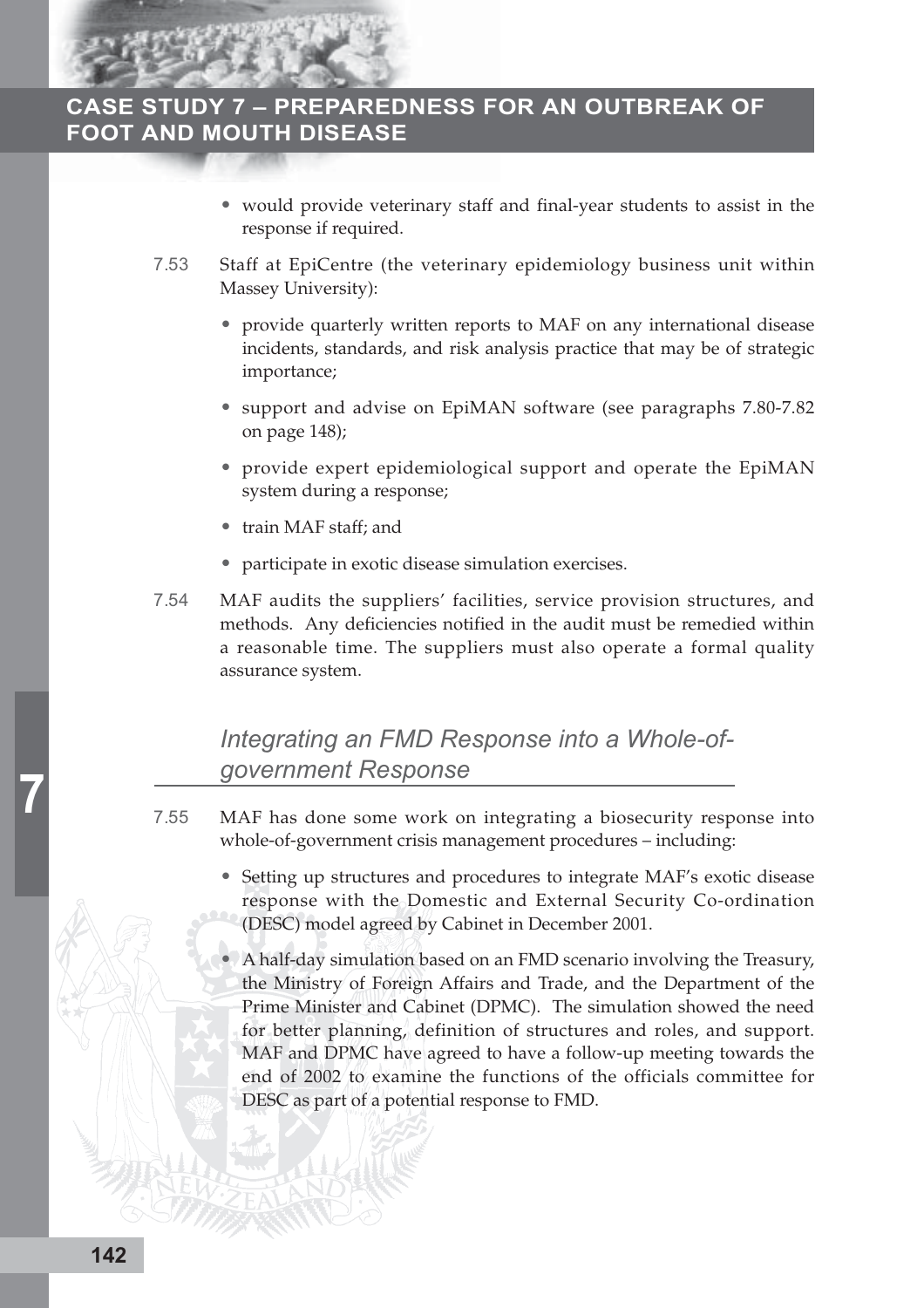- would provide veterinary staff and final-year students to assist in the response if required.

7.53 Staff at EpiCentre (the veterinary epidemiology business unit within Massey University):

- provide quarterly written reports to MAF on any international disease incidents, standards, and risk analysis practice that may be of strategic importance;
- support and advise on EpiMAN software (see paragraphs 7.80-7.82 on page 148);
- provide expert epidemiological support and operate the EpiMAN system during a response;
- train MAF staff; and
- participate in exotic disease simulation exercises.

7.54 MAF audits the suppliers' facilities, service provision structures, and methods. Any deficiencies notified in the audit must be remedied within a reasonable time. The suppliers must also operate a formal quality assurance system.

### *Integrating an FMD Response into a Whole-of-government Response*

7.55 MAF has done some work on integrating a biosecurity response into whole-of-government crisis management procedures – including:

- Setting up structures and procedures to integrate MAF's exotic disease response with the Domestic and External Security Co-ordination (DESC) model agreed by Cabinet in December 2001.
- A half-day simulation based on an FMD scenario involving the Treasury, the Ministry of Foreign Affairs and Trade, and the Department of the Prime Minister and Cabinet (DPMC). The simulation showed the need for better planning, definition of structures and roles, and support. MAF and DPMC have agreed to have a follow-up meeting towards the end of 2002 to examine the functions of the officials committee for DESC as part of a potential response to FMD.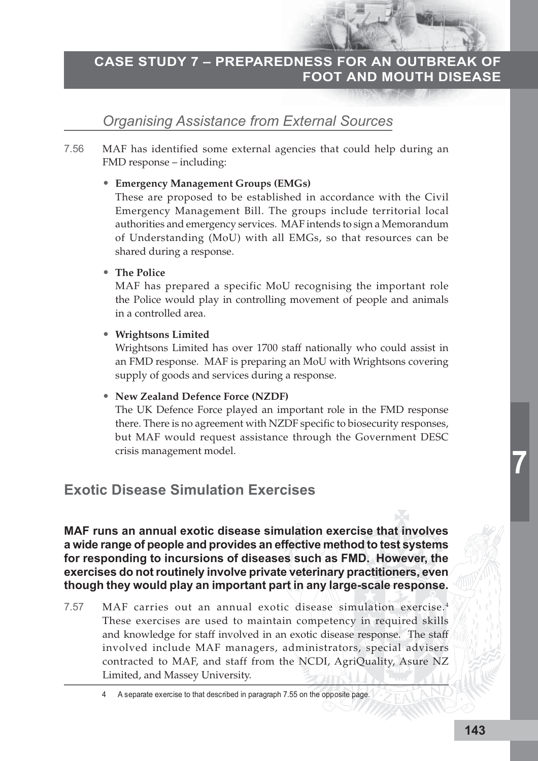### *Organising Assistance from External Sources*

7.56 MAF has identified some external agencies that could help during an FMD response – including:

- **Emergency Management Groups (EMGs)**
  These are proposed to be established in accordance with the Civil Emergency Management Bill. The groups include territorial local authorities and emergency services. MAF intends to sign a Memorandum of Understanding (MoU) with all EMGs, so that resources can be shared during a response.

- **The Police**
  MAF has prepared a specific MoU recognising the important role the Police would play in controlling movement of people and animals in a controlled area.

- **Wrightsons Limited**
  Wrightsons Limited has over 1700 staff nationally who could assist in an FMD response. MAF is preparing an MoU with Wrightsons covering supply of goods and services during a response.

- **New Zealand Defence Force (NZDF)**
  The UK Defence Force played an important role in the FMD response there. There is no agreement with NZDF specific to biosecurity responses, but MAF would request assistance through the Government DESC crisis management model.

## Exotic Disease Simulation Exercises

**MAF runs an annual exotic disease simulation exercise that involves a wide range of people and provides an effective method to test systems for responding to incursions of diseases such as FMD. However, the exercises do not routinely involve private veterinary practitioners, even though they would play an important part in any large-scale response.**

7.57 MAF carries out an annual exotic disease simulation exercise.[4] These exercises are used to maintain competency in required skills and knowledge for staff involved in an exotic disease response. The staff involved include MAF managers, administrators, special advisers contracted to MAF, and staff from the NCDI, AgriQuality, Asure NZ Limited, and Massey University.

4 A separate exercise to that described in paragraph 7.55 on the opposite page.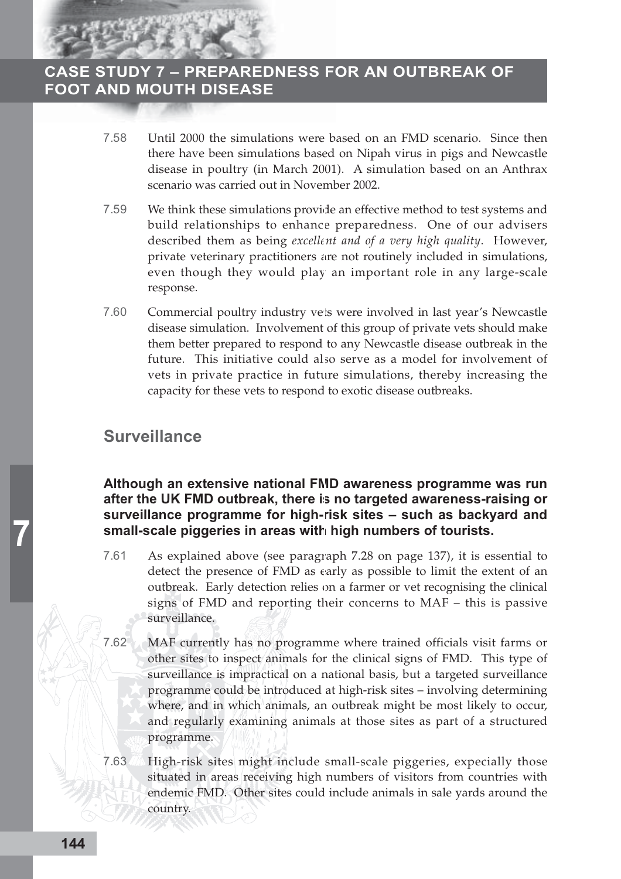7.58 Until 2000 the simulations were based on an FMD scenario. Since then there have been simulations based on Nipah virus in pigs and Newcastle disease in poultry (in March 2001). A simulation based on an Anthrax scenario was carried out in November 2002.

7.59 We think these simulations provide an effective method to test systems and build relationships to enhance preparedness. One of our advisers described them as being *excellent and of a very high quality*. However, private veterinary practitioners are not routinely included in simulations, even though they would play an important role in any large-scale response.

7.60 Commercial poultry industry vets were involved in last year's Newcastle disease simulation. Involvement of this group of private vets should make them better prepared to respond to any Newcastle disease outbreak in the future. This initiative could also serve as a model for involvement of vets in private practice in future simulations, thereby increasing the capacity for these vets to respond to exotic disease outbreaks.

## Surveillance

**Although an extensive national FMD awareness programme was run after the UK FMD outbreak, there is no targeted awareness-raising or surveillance programme for high-risk sites – such as backyard and small-scale piggeries in areas with high numbers of tourists.**

7.61 As explained above (see paragraph 7.28 on page 137), it is essential to detect the presence of FMD as early as possible to limit the extent of an outbreak. Early detection relies on a farmer or vet recognising the clinical signs of FMD and reporting their concerns to MAF – this is passive surveillance.

7.62 MAF currently has no programme where trained officials visit farms or other sites to inspect animals for the clinical signs of FMD. This type of surveillance is impractical on a national basis, but a targeted surveillance programme could be introduced at high-risk sites – involving determining where, and in which animals, an outbreak might be most likely to occur, and regularly examining animals at those sites as part of a structured programme.

7.63 High-risk sites might include small-scale piggeries, expecially those situated in areas receiving high numbers of visitors from countries with endemic FMD. Other sites could include animals in sale yards around the country.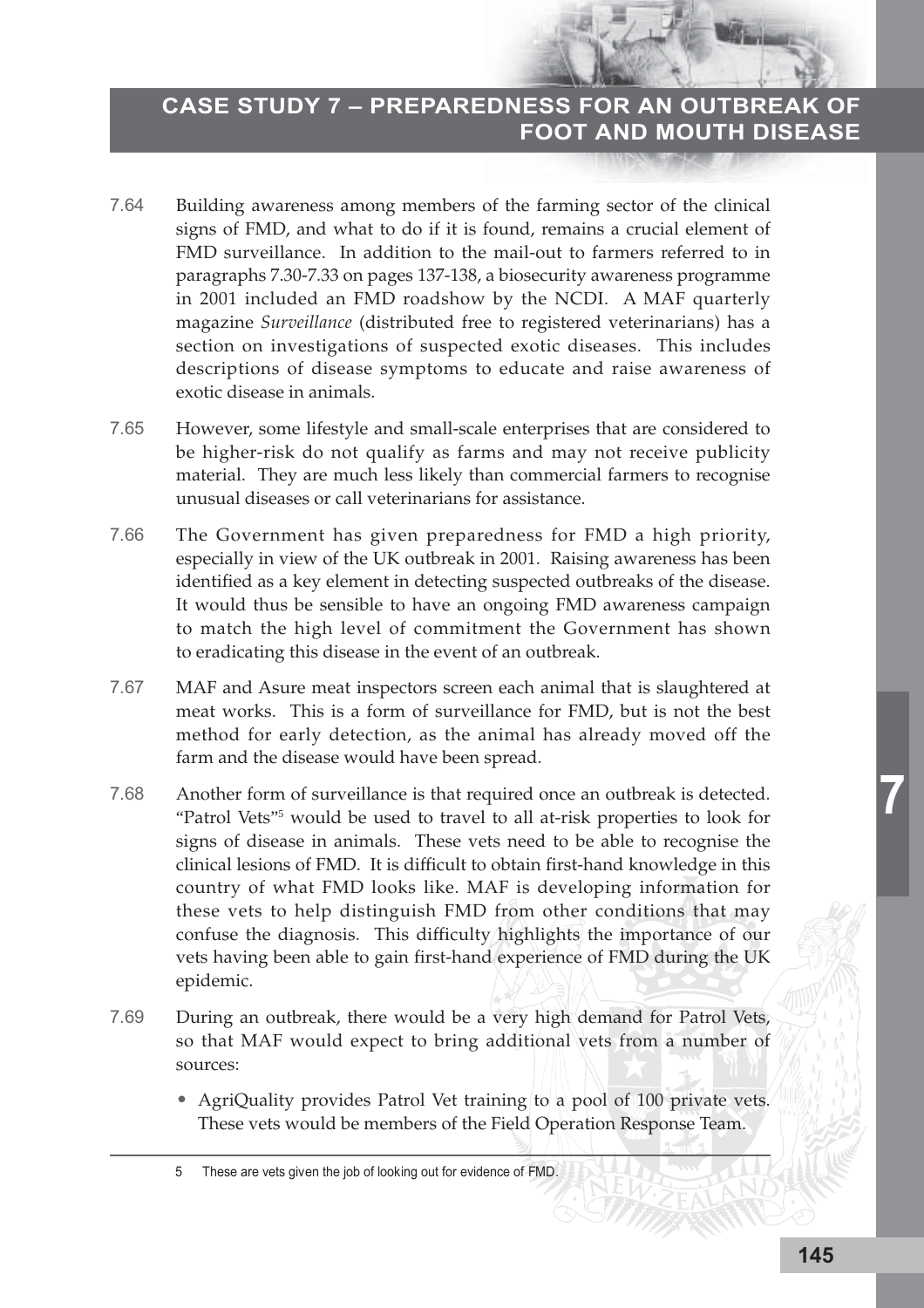7.64 Building awareness among members of the farming sector of the clinical signs of FMD, and what to do if it is found, remains a crucial element of FMD surveillance. In addition to the mail-out to farmers referred to in paragraphs 7.30-7.33 on pages 137-138, a biosecurity awareness programme in 2001 included an FMD roadshow by the NCDI. A MAF quarterly magazine *Surveillance* (distributed free to registered veterinarians) has a section on investigations of suspected exotic diseases. This includes descriptions of disease symptoms to educate and raise awareness of exotic disease in animals.

7.65 However, some lifestyle and small-scale enterprises that are considered to be higher-risk do not qualify as farms and may not receive publicity material. They are much less likely than commercial farmers to recognise unusual diseases or call veterinarians for assistance.

7.66 The Government has given preparedness for FMD a high priority, especially in view of the UK outbreak in 2001. Raising awareness has been identified as a key element in detecting suspected outbreaks of the disease. It would thus be sensible to have an ongoing FMD awareness campaign to match the high level of commitment the Government has shown to eradicating this disease in the event of an outbreak.

7.67 MAF and Asure meat inspectors screen each animal that is slaughtered at meat works. This is a form of surveillance for FMD, but is not the best method for early detection, as the animal has already moved off the farm and the disease would have been spread.

7.68 Another form of surveillance is that required once an outbreak is detected. "Patrol Vets"[5] would be used to travel to all at-risk properties to look for signs of disease in animals. These vets need to be able to recognise the clinical lesions of FMD. It is difficult to obtain first-hand knowledge in this country of what FMD looks like. MAF is developing information for these vets to help distinguish FMD from other conditions that may confuse the diagnosis. This difficulty highlights the importance of our vets having been able to gain first-hand experience of FMD during the UK epidemic.

7.69 During an outbreak, there would be a very high demand for Patrol Vets, so that MAF would expect to bring additional vets from a number of sources:

- AgriQuality provides Patrol Vet training to a pool of 100 private vets. These vets would be members of the Field Operation Response Team.

---

5 These are vets given the job of looking out for evidence of FMD.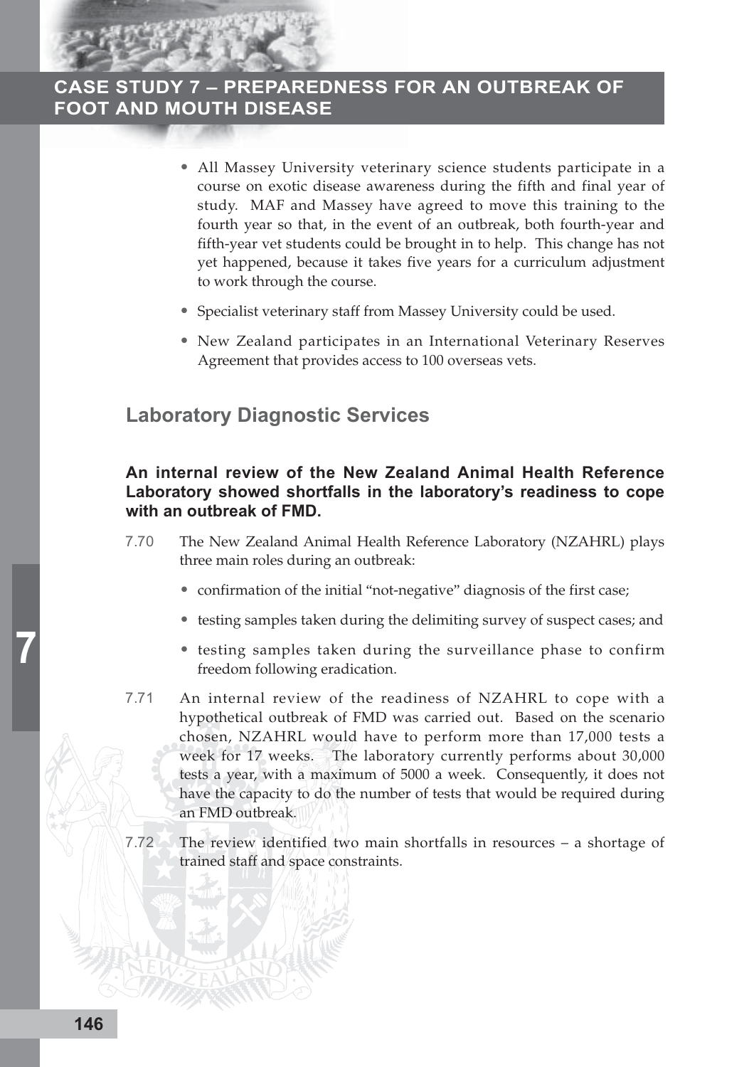- All Massey University veterinary science students participate in a course on exotic disease awareness during the fifth and final year of study. MAF and Massey have agreed to move this training to the fourth year so that, in the event of an outbreak, both fourth-year and fifth-year vet students could be brought in to help. This change has not yet happened, because it takes five years for a curriculum adjustment to work through the course.
- Specialist veterinary staff from Massey University could be used.
- New Zealand participates in an International Veterinary Reserves Agreement that provides access to 100 overseas vets.

## Laboratory Diagnostic Services

### An internal review of the New Zealand Animal Health Reference Laboratory showed shortfalls in the laboratory's readiness to cope with an outbreak of FMD.

7.70 The New Zealand Animal Health Reference Laboratory (NZAHRL) plays three main roles during an outbreak:

- confirmation of the initial "not-negative" diagnosis of the first case;
- testing samples taken during the delimiting survey of suspect cases; and
- testing samples taken during the surveillance phase to confirm freedom following eradication.

7.71 An internal review of the readiness of NZAHRL to cope with a hypothetical outbreak of FMD was carried out. Based on the scenario chosen, NZAHRL would have to perform more than 17,000 tests a week for 17 weeks. The laboratory currently performs about 30,000 tests a year, with a maximum of 5000 a week. Consequently, it does not have the capacity to do the number of tests that would be required during an FMD outbreak.

7.72 The review identified two main shortfalls in resources – a shortage of trained staff and space constraints.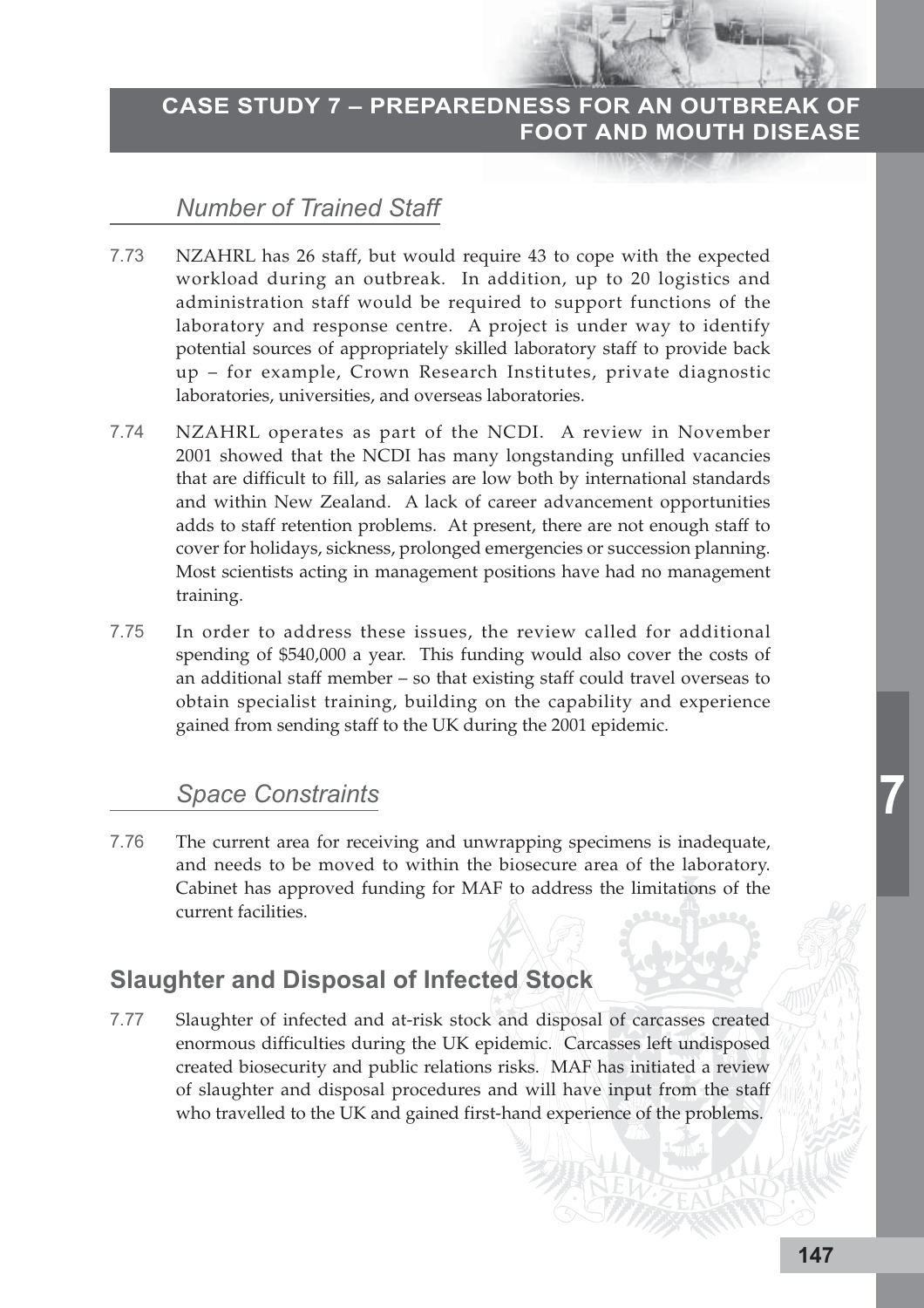### Number of Trained Staff

7.73 NZAHRL has 26 staff, but would require 43 to cope with the expected workload during an outbreak. In addition, up to 20 logistics and administration staff would be required to support functions of the laboratory and response centre. A project is under way to identify potential sources of appropriately skilled laboratory staff to provide back up – for example, Crown Research Institutes, private diagnostic laboratories, universities, and overseas laboratories.

7.74 NZAHRL operates as part of the NCDI. A review in November 2001 showed that the NCDI has many longstanding unfilled vacancies that are difficult to fill, as salaries are low both by international standards and within New Zealand. A lack of career advancement opportunities adds to staff retention problems. At present, there are not enough staff to cover for holidays, sickness, prolonged emergencies or succession planning. Most scientists acting in management positions have had no management training.

7.75 In order to address these issues, the review called for additional spending of $540,000 a year. This funding would also cover the costs of an additional staff member – so that existing staff could travel overseas to obtain specialist training, building on the capability and experience gained from sending staff to the UK during the 2001 epidemic.

### Space Constraints

7.76 The current area for receiving and unwrapping specimens is inadequate, and needs to be moved to within the biosecure area of the laboratory. Cabinet has approved funding for MAF to address the limitations of the current facilities.

## Slaughter and Disposal of Infected Stock

7.77 Slaughter of infected and at-risk stock and disposal of carcasses created enormous difficulties during the UK epidemic. Carcasses left undisposed created biosecurity and public relations risks. MAF has initiated a review of slaughter and disposal procedures and will have input from the staff who travelled to the UK and gained first-hand experience of the problems.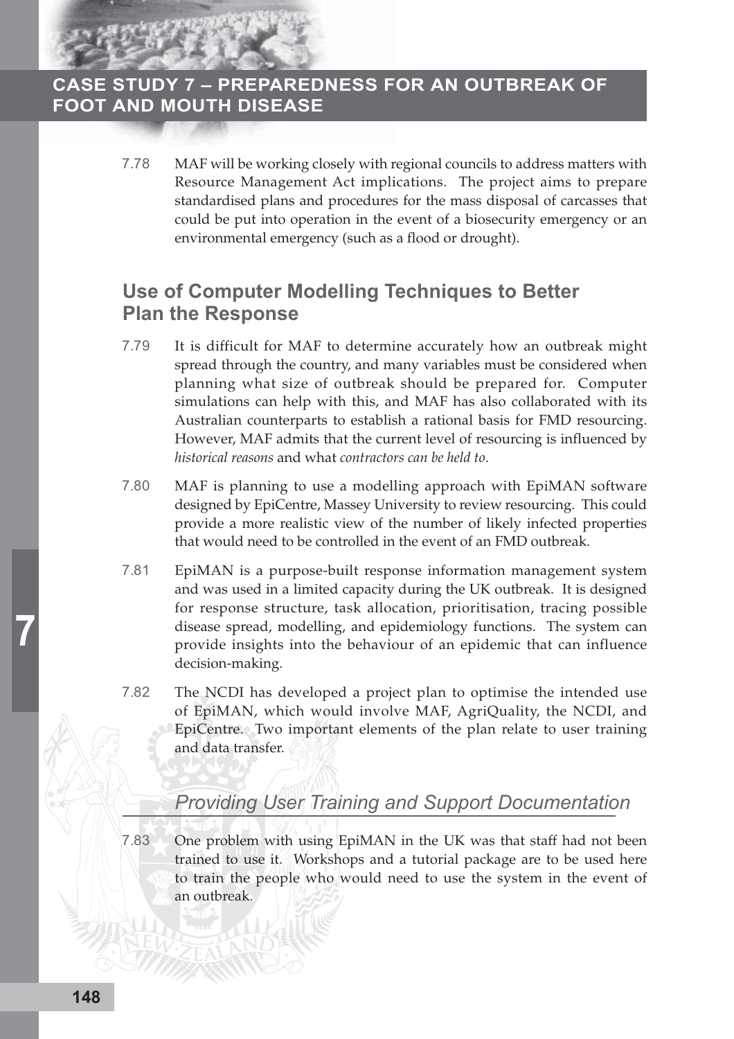7.78 MAF will be working closely with regional councils to address matters with Resource Management Act implications. The project aims to prepare standardised plans and procedures for the mass disposal of carcasses that could be put into operation in the event of a biosecurity emergency or an environmental emergency (such as a flood or drought).

## Use of Computer Modelling Techniques to Better Plan the Response

7.79 It is difficult for MAF to determine accurately how an outbreak might spread through the country, and many variables must be considered when planning what size of outbreak should be prepared for. Computer simulations can help with this, and MAF has also collaborated with its Australian counterparts to establish a rational basis for FMD resourcing. However, MAF admits that the current level of resourcing is influenced by *historical reasons* and what *contractors can be held to*.

7.80 MAF is planning to use a modelling approach with EpiMAN software designed by EpiCentre, Massey University to review resourcing. This could provide a more realistic view of the number of likely infected properties that would need to be controlled in the event of an FMD outbreak.

7.81 EpiMAN is a purpose-built response information management system and was used in a limited capacity during the UK outbreak. It is designed for response structure, task allocation, prioritisation, tracing possible disease spread, modelling, and epidemiology functions. The system can provide insights into the behaviour of an epidemic that can influence decision-making.

7.82 The NCDI has developed a project plan to optimise the intended use of EpiMAN, which would involve MAF, AgriQuality, the NCDI, and EpiCentre. Two important elements of the plan relate to user training and data transfer.

### *Providing User Training and Support Documentation*

7.83 One problem with using EpiMAN in the UK was that staff had not been trained to use it. Workshops and a tutorial package are to be used here to train the people who would need to use the system in the event of an outbreak.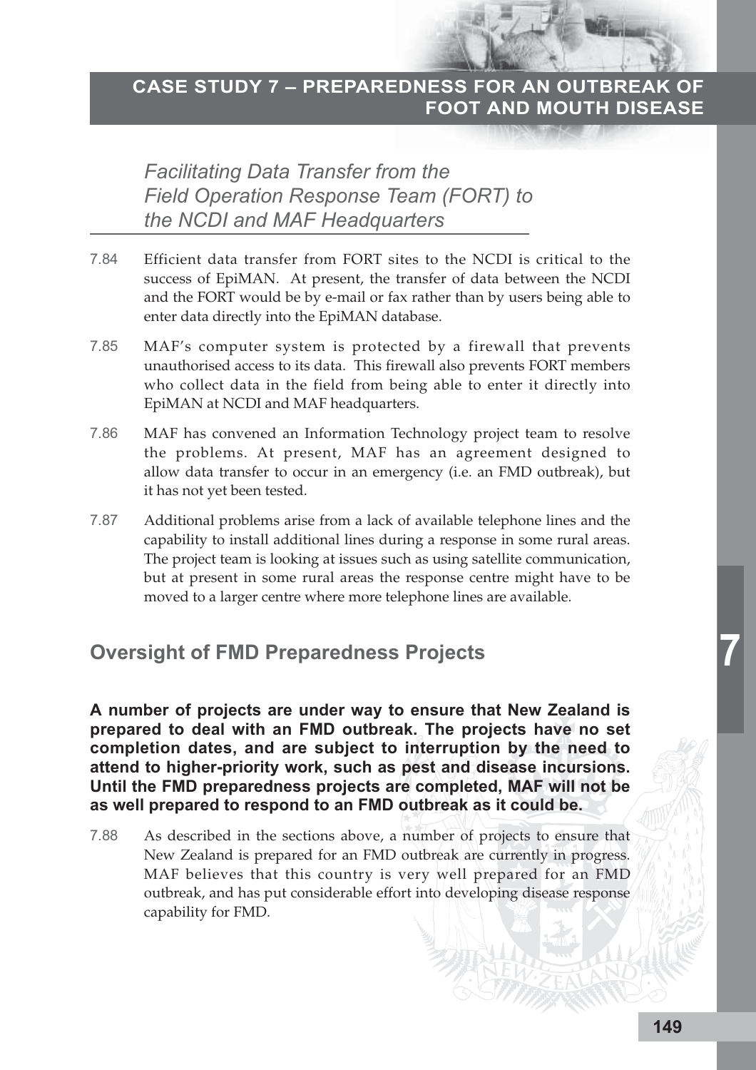*Facilitating Data Transfer from the Field Operation Response Team (FORT) to the NCDI and MAF Headquarters*

7.84 Efficient data transfer from FORT sites to the NCDI is critical to the success of EpiMAN. At present, the transfer of data between the NCDI and the FORT would be by e-mail or fax rather than by users being able to enter data directly into the EpiMAN database.

7.85 MAF's computer system is protected by a firewall that prevents unauthorised access to its data. This firewall also prevents FORT members who collect data in the field from being able to enter it directly into EpiMAN at NCDI and MAF headquarters.

7.86 MAF has convened an Information Technology project team to resolve the problems. At present, MAF has an agreement designed to allow data transfer to occur in an emergency (i.e. an FMD outbreak), but it has not yet been tested.

7.87 Additional problems arise from a lack of available telephone lines and the capability to install additional lines during a response in some rural areas. The project team is looking at issues such as using satellite communication, but at present in some rural areas the response centre might have to be moved to a larger centre where more telephone lines are available.

## Oversight of FMD Preparedness Projects

**A number of projects are under way to ensure that New Zealand is prepared to deal with an FMD outbreak. The projects have no set completion dates, and are subject to interruption by the need to attend to higher-priority work, such as pest and disease incursions. Until the FMD preparedness projects are completed, MAF will not be as well prepared to respond to an FMD outbreak as it could be.**

7.88 As described in the sections above, a number of projects to ensure that New Zealand is prepared for an FMD outbreak are currently in progress. MAF believes that this country is very well prepared for an FMD outbreak, and has put considerable effort into developing disease response capability for FMD.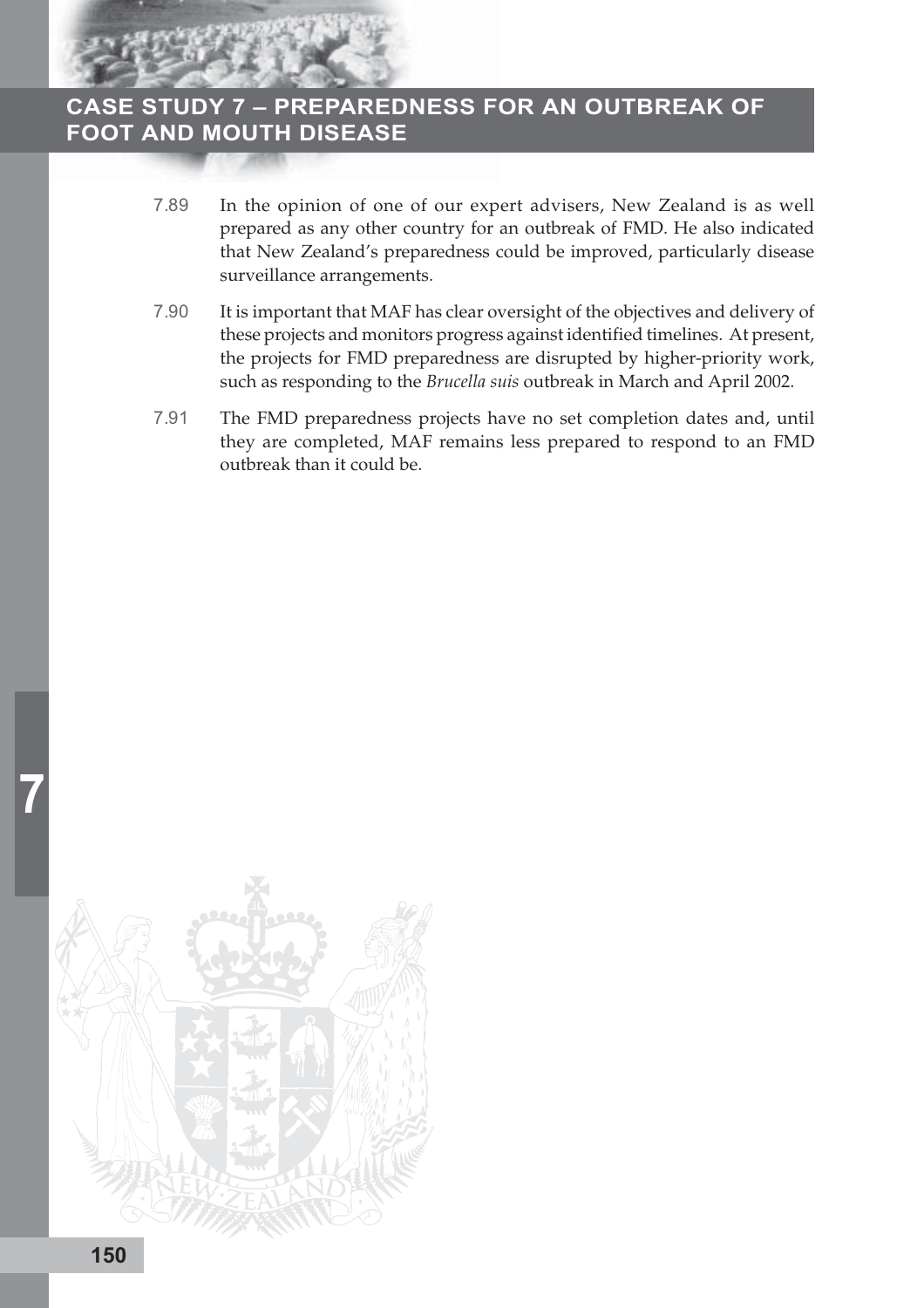## CASE STUDY 7 – PREPAREDNESS FOR AN OUTBREAK OF FOOT AND MOUTH DISEASE

7.89 In the opinion of one of our expert advisers, New Zealand is as well prepared as any other country for an outbreak of FMD. He also indicated that New Zealand's preparedness could be improved, particularly disease surveillance arrangements.

7.90 It is important that MAF has clear oversight of the objectives and delivery of these projects and monitors progress against identified timelines. At present, the projects for FMD preparedness are disrupted by higher-priority work, such as responding to the *Brucella suis* outbreak in March and April 2002.

7.91 The FMD preparedness projects have no set completion dates and, until they are completed, MAF remains less prepared to respond to an FMD outbreak than it could be.